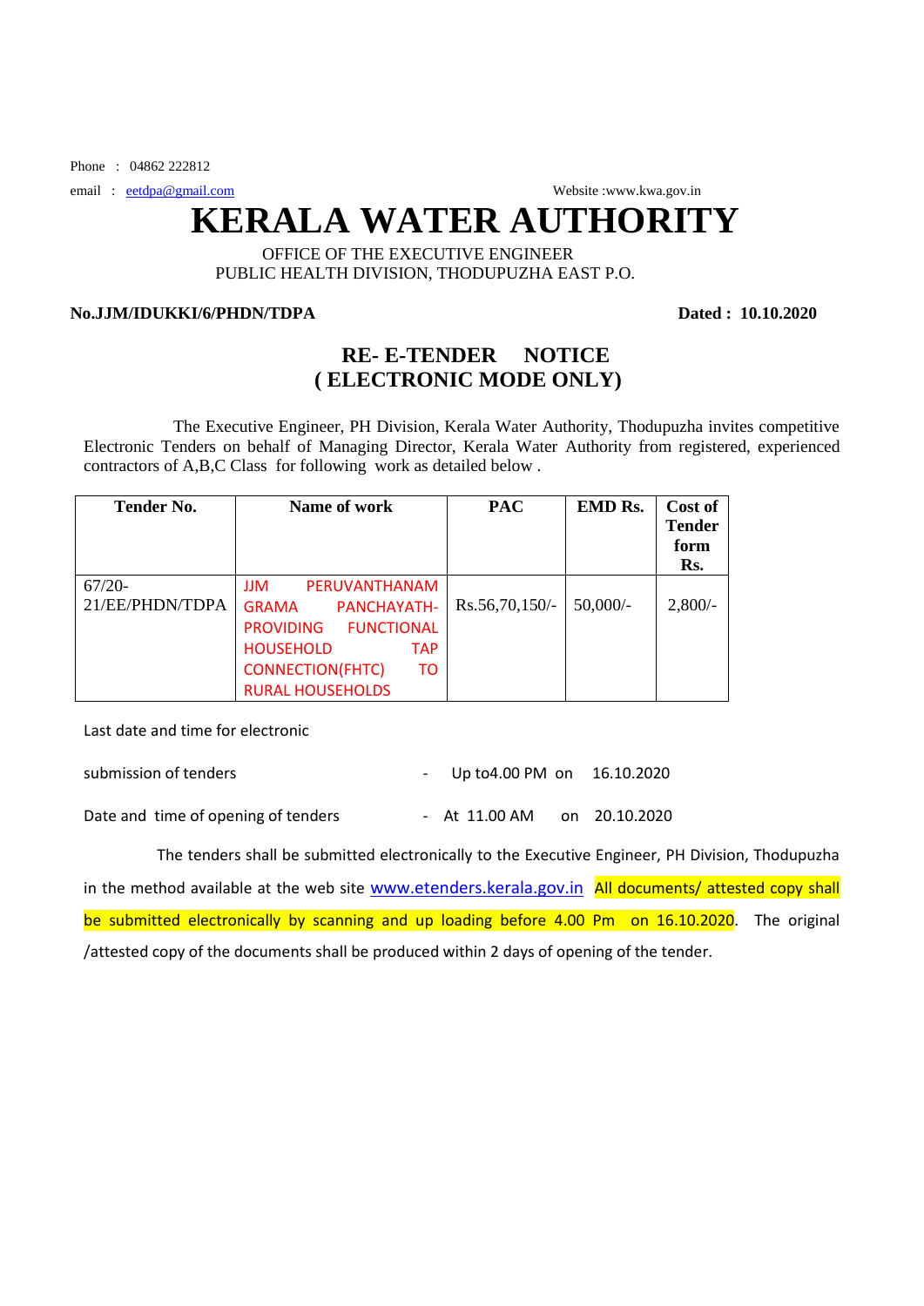Phone : 04862 222812

email : eetdpa@gmail.com Website :www.kwa.gov.in

# KERALA WATER AUTHORITY

OFFICE OF THE EXECUTIVE ENGINEER
PUBLIC HEALTH DIVISION, THODUPUZHA EAST P.O.

**No.JJM/IDUKKI/6/PHDN/TDPA** **Dated : 10.10.2020**

## RE- E-TENDER NOTICE
## ( ELECTRONIC MODE ONLY)

The Executive Engineer, PH Division, Kerala Water Authority, Thodupuzha invites competitive Electronic Tenders on behalf of Managing Director, Kerala Water Authority from registered, experienced contractors of A,B,C Class for following work as detailed below .

| Tender No. | Name of work | PAC | EMD Rs. | Cost of Tender form Rs. |
|---|---|---|---|---|
| 67/20-21/EE/PHDN/TDPA | JJM PERUVANTHANAM GRAMA PANCHAYATH- PROVIDING FUNCTIONAL HOUSEHOLD TAP CONNECTION(FHTC) TO RURAL HOUSEHOLDS | Rs.56,70,150/- | 50,000/- | 2,800/- |

Last date and time for electronic

submission of tenders - Up to4.00 PM on 16.10.2020

Date and time of opening of tenders - At 11.00 AM on 20.10.2020

The tenders shall be submitted electronically to the Executive Engineer, PH Division, Thodupuzha in the method available at the web site www.etenders.kerala.gov.in All documents/ attested copy shall be submitted electronically by scanning and up loading before 4.00 Pm on 16.10.2020. The original /attested copy of the documents shall be produced within 2 days of opening of the tender.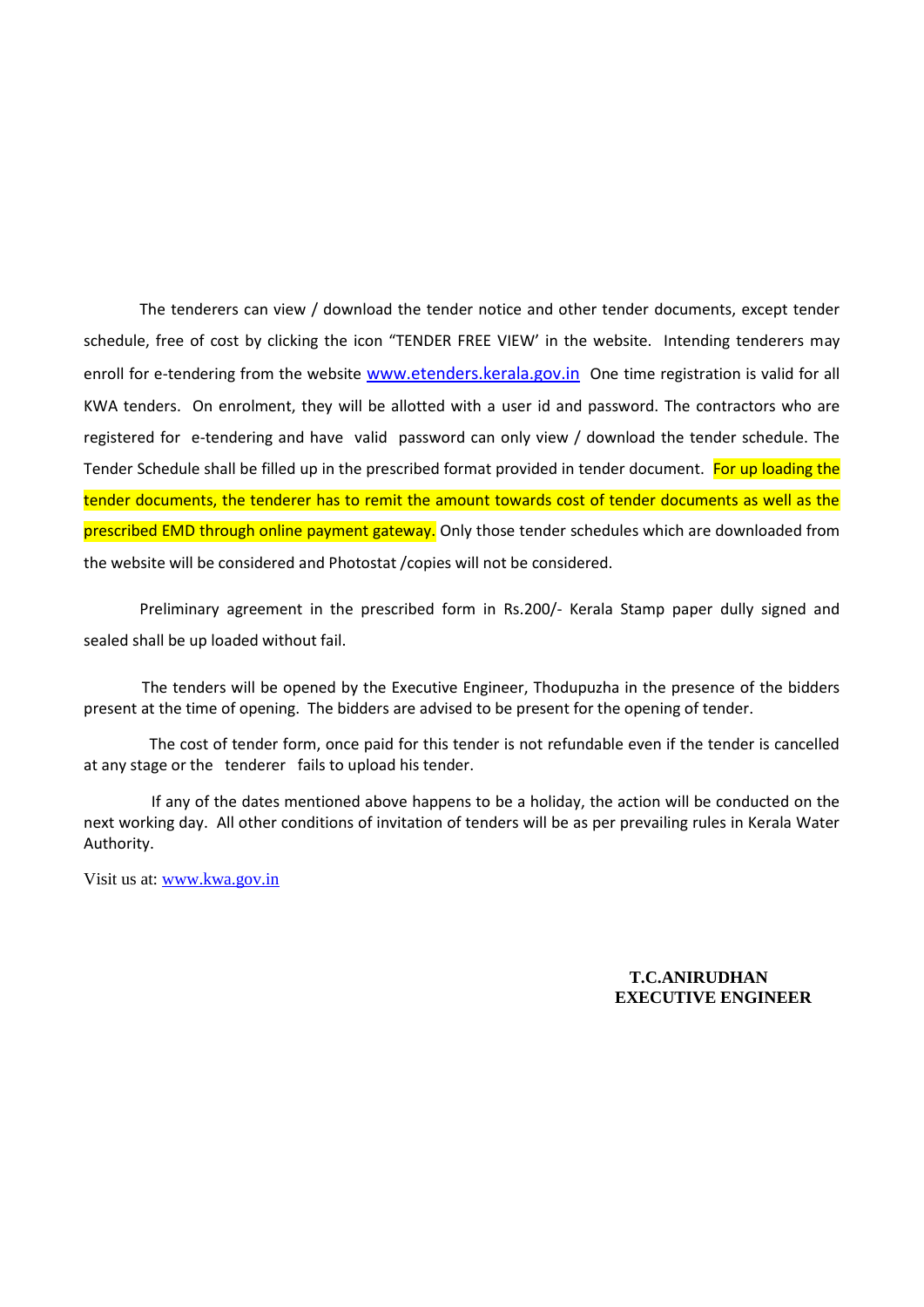The tenderers can view / download the tender notice and other tender documents, except tender schedule, free of cost by clicking the icon "TENDER FREE VIEW' in the website. Intending tenderers may enroll for e-tendering from the website [www.etenders.kerala.gov.in](http://www.etenders.kerala.gov.in) One time registration is valid for all KWA tenders. On enrolment, they will be allotted with a user id and password. The contractors who are registered for e-tendering and have valid password can only view / download the tender schedule. The Tender Schedule shall be filled up in the prescribed format provided in tender document. For up loading the tender documents, the tenderer has to remit the amount towards cost of tender documents as well as the prescribed EMD through online payment gateway. Only those tender schedules which are downloaded from the website will be considered and Photostat /copies will not be considered.

Preliminary agreement in the prescribed form in Rs.200/- Kerala Stamp paper dully signed and sealed shall be up loaded without fail.

The tenders will be opened by the Executive Engineer, Thodupuzha in the presence of the bidders present at the time of opening. The bidders are advised to be present for the opening of tender.

The cost of tender form, once paid for this tender is not refundable even if the tender is cancelled at any stage or the tenderer fails to upload his tender.

If any of the dates mentioned above happens to be a holiday, the action will be conducted on the next working day. All other conditions of invitation of tenders will be as per prevailing rules in Kerala Water Authority.

Visit us at: [www.kwa.gov.in](http://www.kwa.gov.in)

**T.C.ANIRUDHAN**
**EXECUTIVE ENGINEER**